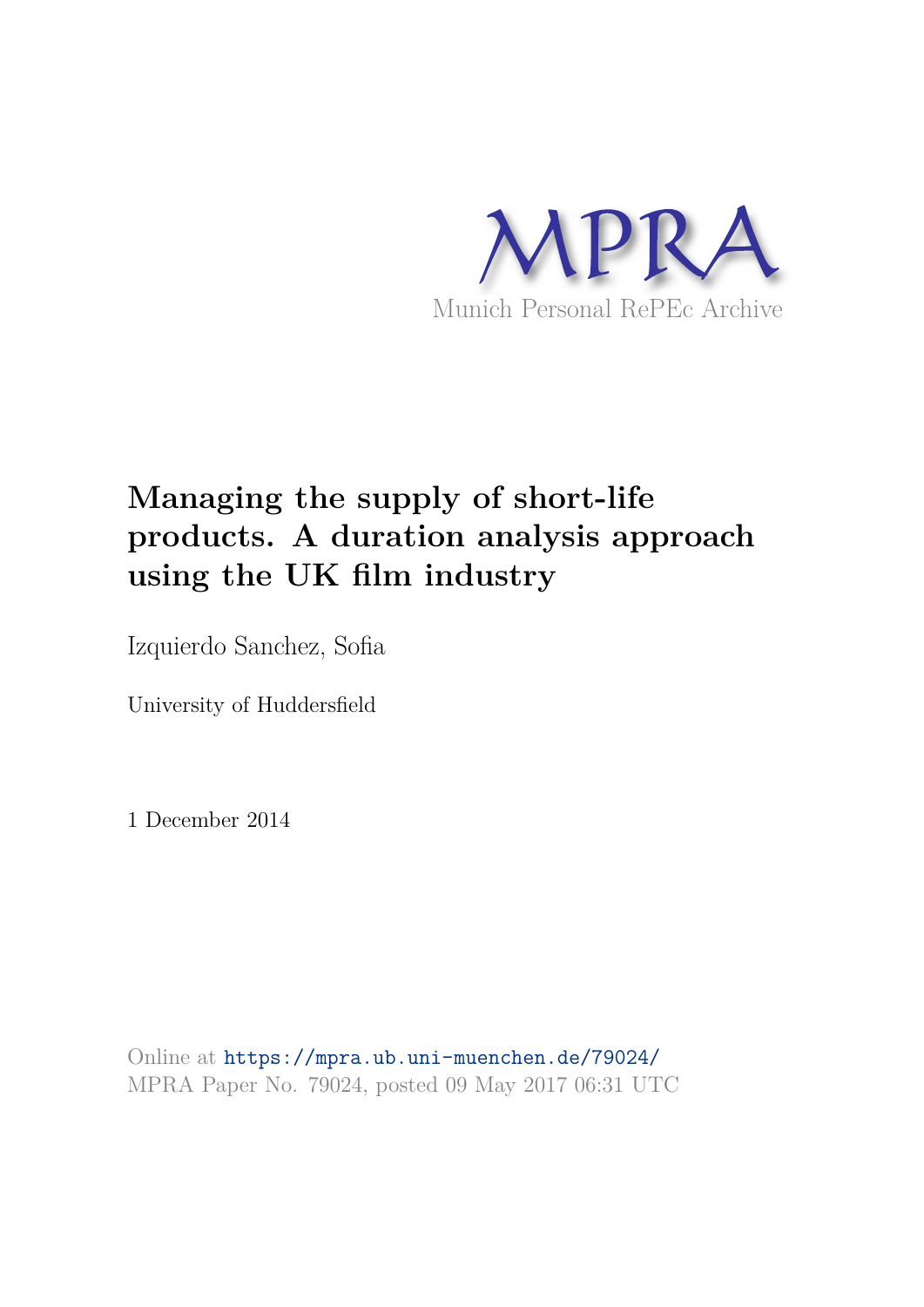MPRA

Munich Personal RePEc Archive

# Managing the supply of short-life products. A duration analysis approach using the UK film industry

Izquierdo Sanchez, Sofia

University of Huddersfield

1 December 2014

Online at https://mpra.ub.uni-muenchen.de/79024/
MPRA Paper No. 79024, posted 09 May 2017 06:31 UTC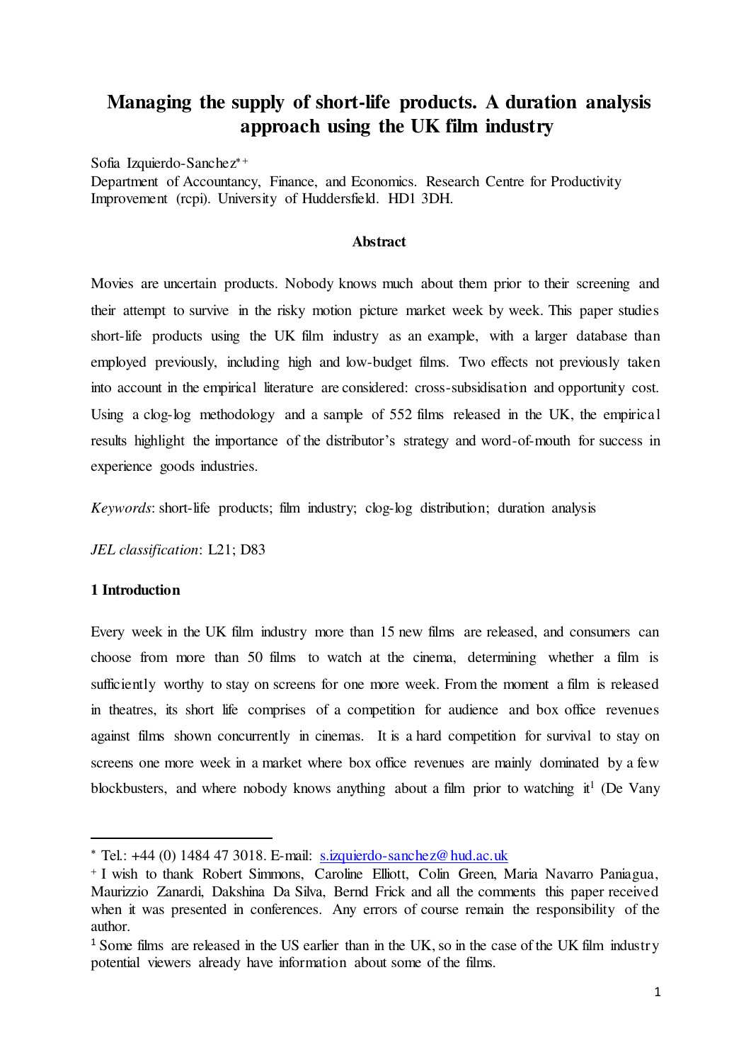# Managing the supply of short-life products. A duration analysis approach using the UK film industry

Sofia Izquierdo-Sanchez[*] [+]

Department of Accountancy, Finance, and Economics. Research Centre for Productivity Improvement (rcpi). University of Huddersfield. HD1 3DH.

## Abstract

Movies are uncertain products. Nobody knows much about them prior to their screening and their attempt to survive in the risky motion picture market week by week. This paper studies short-life products using the UK film industry as an example, with a larger database than employed previously, including high and low-budget films. Two effects not previously taken into account in the empirical literature are considered: cross-subsidisation and opportunity cost. Using a clog-log methodology and a sample of 552 films released in the UK, the empirical results highlight the importance of the distributor's strategy and word-of-mouth for success in experience goods industries.

*Keywords*: short-life products; film industry; clog-log distribution; duration analysis

*JEL classification*: L21; D83

## 1 Introduction

Every week in the UK film industry more than 15 new films are released, and consumers can choose from more than 50 films to watch at the cinema, determining whether a film is sufficiently worthy to stay on screens for one more week. From the moment a film is released in theatres, its short life comprises of a competition for audience and box office revenues against films shown concurrently in cinemas. It is a hard competition for survival to stay on screens one more week in a market where box office revenues are mainly dominated by a few blockbusters, and where nobody knows anything about a film prior to watching it[1] (De Vany

---

[*] Tel.: +44 (0) 1484 47 3018. E-mail: s.izquierdo-sanchez@hud.ac.uk

[+] I wish to thank Robert Simmons, Caroline Elliott, Colin Green, Maria Navarro Paniagua, Maurizzio Zanardi, Dakshina Da Silva, Bernd Frick and all the comments this paper received when it was presented in conferences. Any errors of course remain the responsibility of the author.

[1] Some films are released in the US earlier than in the UK, so in the case of the UK film industry potential viewers already have information about some of the films.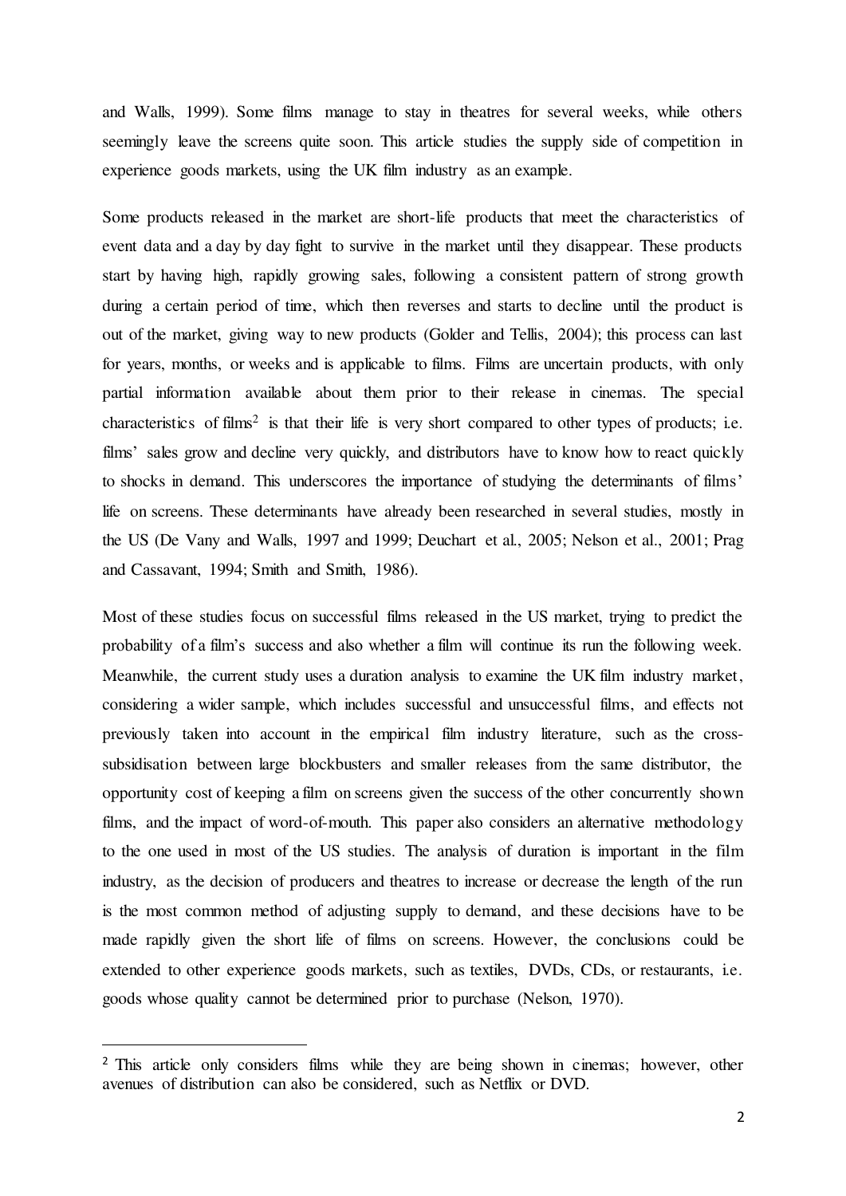and Walls, 1999). Some films manage to stay in theatres for several weeks, while others seemingly leave the screens quite soon. This article studies the supply side of competition in experience goods markets, using the UK film industry as an example.

Some products released in the market are short-life products that meet the characteristics of event data and a day by day fight to survive in the market until they disappear. These products start by having high, rapidly growing sales, following a consistent pattern of strong growth during a certain period of time, which then reverses and starts to decline until the product is out of the market, giving way to new products (Golder and Tellis, 2004); this process can last for years, months, or weeks and is applicable to films. Films are uncertain products, with only partial information available about them prior to their release in cinemas. The special characteristics of films[2] is that their life is very short compared to other types of products; i.e. films' sales grow and decline very quickly, and distributors have to know how to react quickly to shocks in demand. This underscores the importance of studying the determinants of films' life on screens. These determinants have already been researched in several studies, mostly in the US (De Vany and Walls, 1997 and 1999; Deuchart et al., 2005; Nelson et al., 2001; Prag and Cassavant, 1994; Smith and Smith, 1986).

Most of these studies focus on successful films released in the US market, trying to predict the probability of a film's success and also whether a film will continue its run the following week. Meanwhile, the current study uses a duration analysis to examine the UK film industry market, considering a wider sample, which includes successful and unsuccessful films, and effects not previously taken into account in the empirical film industry literature, such as the cross-subsidisation between large blockbusters and smaller releases from the same distributor, the opportunity cost of keeping a film on screens given the success of the other concurrently shown films, and the impact of word-of-mouth. This paper also considers an alternative methodology to the one used in most of the US studies. The analysis of duration is important in the film industry, as the decision of producers and theatres to increase or decrease the length of the run is the most common method of adjusting supply to demand, and these decisions have to be made rapidly given the short life of films on screens. However, the conclusions could be extended to other experience goods markets, such as textiles, DVDs, CDs, or restaurants, i.e. goods whose quality cannot be determined prior to purchase (Nelson, 1970).

[2] This article only considers films while they are being shown in cinemas; however, other avenues of distribution can also be considered, such as Netflix or DVD.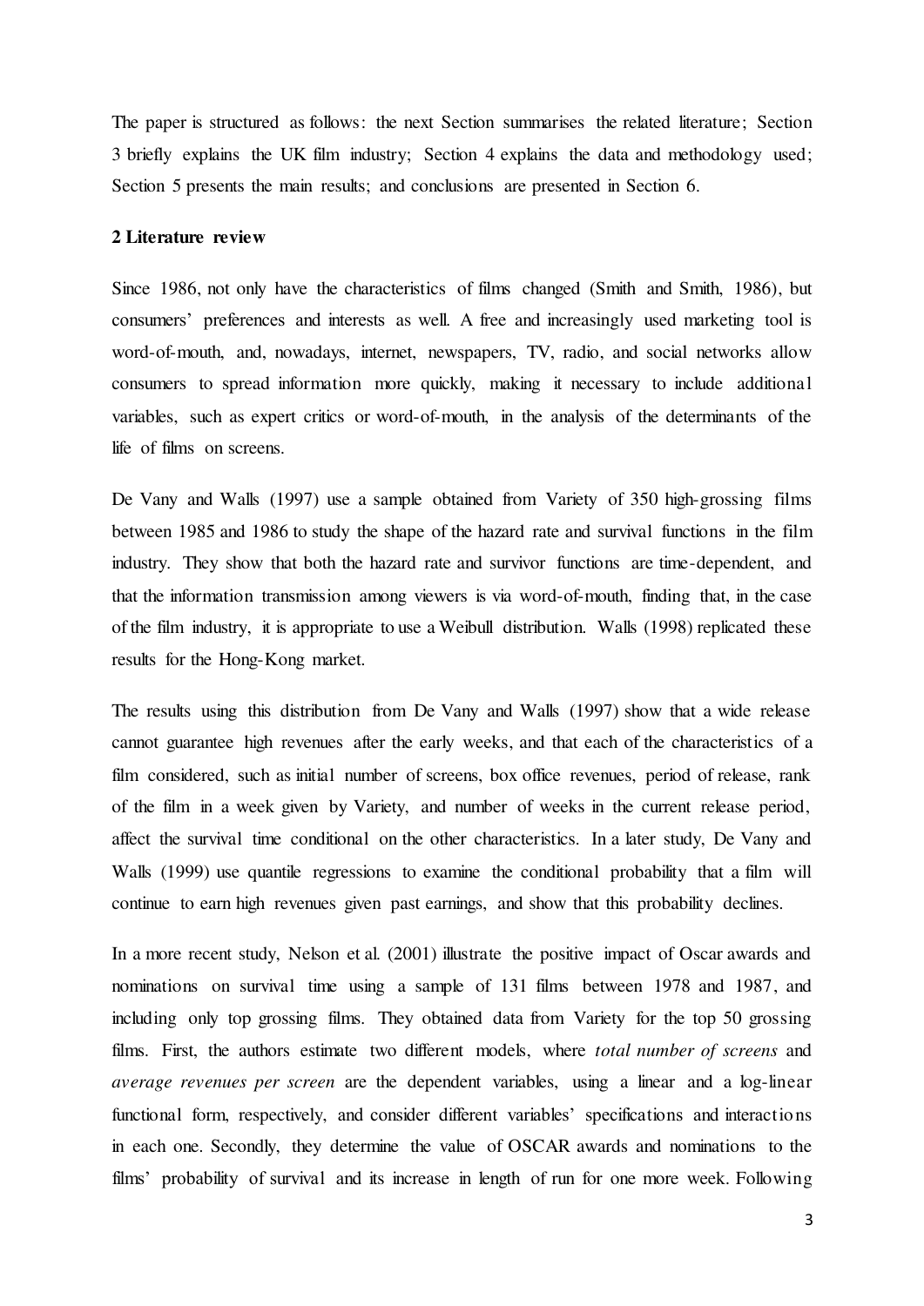The paper is structured as follows: the next Section summarises the related literature; Section 3 briefly explains the UK film industry; Section 4 explains the data and methodology used; Section 5 presents the main results; and conclusions are presented in Section 6.

## 2 Literature review

Since 1986, not only have the characteristics of films changed (Smith and Smith, 1986), but consumers' preferences and interests as well. A free and increasingly used marketing tool is word-of-mouth, and, nowadays, internet, newspapers, TV, radio, and social networks allow consumers to spread information more quickly, making it necessary to include additional variables, such as expert critics or word-of-mouth, in the analysis of the determinants of the life of films on screens.

De Vany and Walls (1997) use a sample obtained from Variety of 350 high-grossing films between 1985 and 1986 to study the shape of the hazard rate and survival functions in the film industry. They show that both the hazard rate and survivor functions are time-dependent, and that the information transmission among viewers is via word-of-mouth, finding that, in the case of the film industry, it is appropriate to use a Weibull distribution. Walls (1998) replicated these results for the Hong-Kong market.

The results using this distribution from De Vany and Walls (1997) show that a wide release cannot guarantee high revenues after the early weeks, and that each of the characteristics of a film considered, such as initial number of screens, box office revenues, period of release, rank of the film in a week given by Variety, and number of weeks in the current release period, affect the survival time conditional on the other characteristics. In a later study, De Vany and Walls (1999) use quantile regressions to examine the conditional probability that a film will continue to earn high revenues given past earnings, and show that this probability declines.

In a more recent study, Nelson et al. (2001) illustrate the positive impact of Oscar awards and nominations on survival time using a sample of 131 films between 1978 and 1987, and including only top grossing films. They obtained data from Variety for the top 50 grossing films. First, the authors estimate two different models, where *total number of screens* and *average revenues per screen* are the dependent variables, using a linear and a log-linear functional form, respectively, and consider different variables' specifications and interactions in each one. Secondly, they determine the value of OSCAR awards and nominations to the films' probability of survival and its increase in length of run for one more week. Following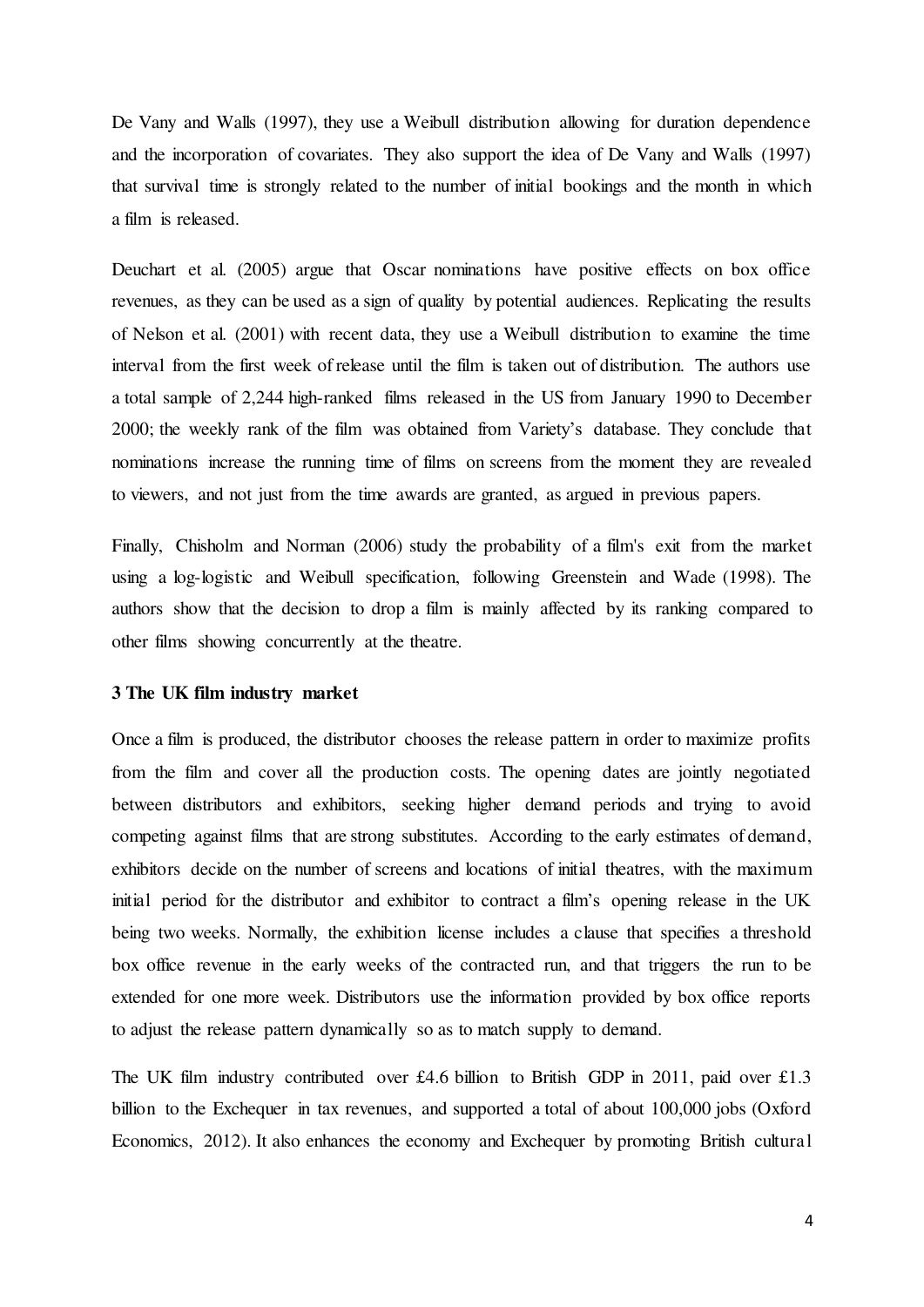De Vany and Walls (1997), they use a Weibull distribution allowing for duration dependence and the incorporation of covariates. They also support the idea of De Vany and Walls (1997) that survival time is strongly related to the number of initial bookings and the month in which a film is released.

Deuchart et al. (2005) argue that Oscar nominations have positive effects on box office revenues, as they can be used as a sign of quality by potential audiences. Replicating the results of Nelson et al. (2001) with recent data, they use a Weibull distribution to examine the time interval from the first week of release until the film is taken out of distribution. The authors use a total sample of 2,244 high-ranked films released in the US from January 1990 to December 2000; the weekly rank of the film was obtained from Variety's database. They conclude that nominations increase the running time of films on screens from the moment they are revealed to viewers, and not just from the time awards are granted, as argued in previous papers.

Finally, Chisholm and Norman (2006) study the probability of a film's exit from the market using a log-logistic and Weibull specification, following Greenstein and Wade (1998). The authors show that the decision to drop a film is mainly affected by its ranking compared to other films showing concurrently at the theatre.

## 3 The UK film industry market

Once a film is produced, the distributor chooses the release pattern in order to maximize profits from the film and cover all the production costs. The opening dates are jointly negotiated between distributors and exhibitors, seeking higher demand periods and trying to avoid competing against films that are strong substitutes. According to the early estimates of demand, exhibitors decide on the number of screens and locations of initial theatres, with the maximum initial period for the distributor and exhibitor to contract a film's opening release in the UK being two weeks. Normally, the exhibition license includes a clause that specifies a threshold box office revenue in the early weeks of the contracted run, and that triggers the run to be extended for one more week. Distributors use the information provided by box office reports to adjust the release pattern dynamically so as to match supply to demand.

The UK film industry contributed over £4.6 billion to British GDP in 2011, paid over £1.3 billion to the Exchequer in tax revenues, and supported a total of about 100,000 jobs (Oxford Economics, 2012). It also enhances the economy and Exchequer by promoting British cultural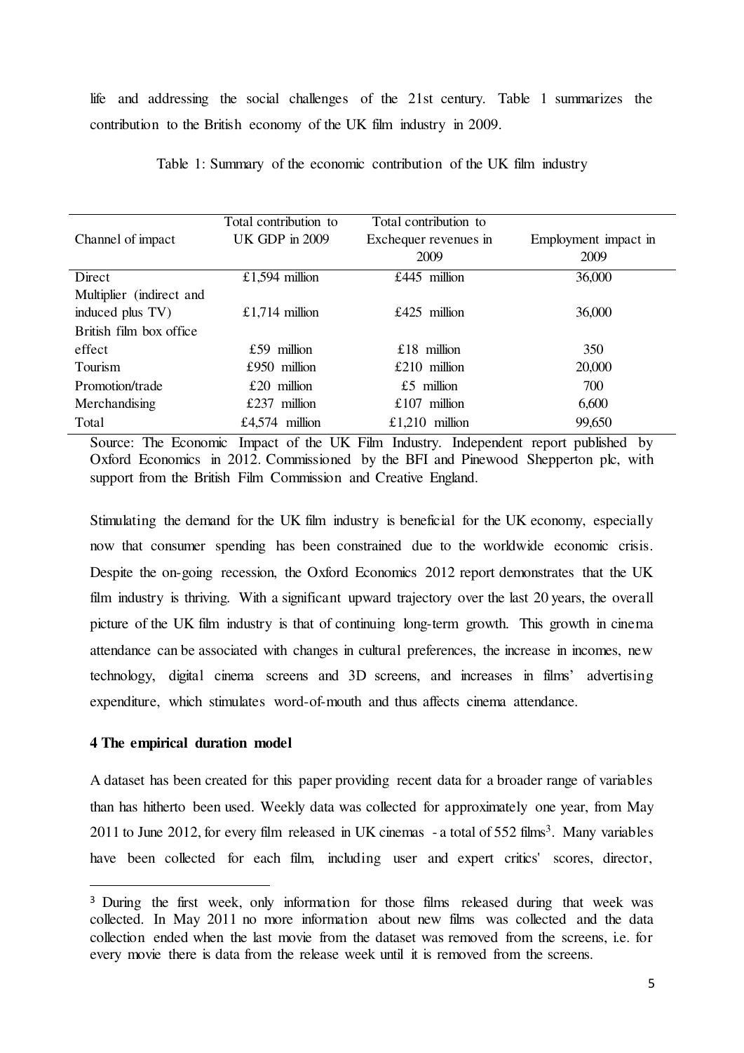life and addressing the social challenges of the 21st century. Table 1 summarizes the contribution to the British economy of the UK film industry in 2009.

Table 1: Summary of the economic contribution of the UK film industry

| Channel of impact | Total contribution to UK GDP in 2009 | Total contribution to Exchequer revenues in 2009 | Employment impact in 2009 |
|---|---|---|---|
| Direct | £1,594 million | £445 million | 36,000 |
| Multiplier (indirect and induced plus TV) | £1,714 million | £425 million | 36,000 |
| British film box office effect | £59 million | £18 million | 350 |
| Tourism | £950 million | £210 million | 20,000 |
| Promotion/trade | £20 million | £5 million | 700 |
| Merchandising | £237 million | £107 million | 6,600 |
| Total | £4,574 million | £1,210 million | 99,650 |

Source: The Economic Impact of the UK Film Industry. Independent report published by Oxford Economics in 2012. Commissioned by the BFI and Pinewood Shepperton plc, with support from the British Film Commission and Creative England.

Stimulating the demand for the UK film industry is beneficial for the UK economy, especially now that consumer spending has been constrained due to the worldwide economic crisis. Despite the on-going recession, the Oxford Economics 2012 report demonstrates that the UK film industry is thriving. With a significant upward trajectory over the last 20 years, the overall picture of the UK film industry is that of continuing long-term growth. This growth in cinema attendance can be associated with changes in cultural preferences, the increase in incomes, new technology, digital cinema screens and 3D screens, and increases in films' advertising expenditure, which stimulates word-of-mouth and thus affects cinema attendance.

**4 The empirical duration model**

A dataset has been created for this paper providing recent data for a broader range of variables than has hitherto been used. Weekly data was collected for approximately one year, from May 2011 to June 2012, for every film released in UK cinemas - a total of 552 films[3]. Many variables have been collected for each film, including user and expert critics' scores, director,

[3] During the first week, only information for those films released during that week was collected. In May 2011 no more information about new films was collected and the data collection ended when the last movie from the dataset was removed from the screens, i.e. for every movie there is data from the release week until it is removed from the screens.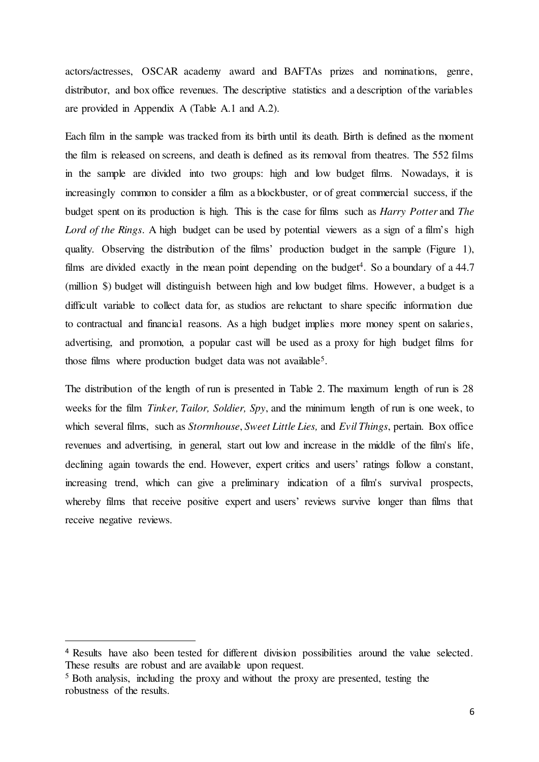actors/actresses, OSCAR academy award and BAFTAs prizes and nominations, genre, distributor, and box office revenues. The descriptive statistics and a description of the variables are provided in Appendix A (Table A.1 and A.2).

Each film in the sample was tracked from its birth until its death. Birth is defined as the moment the film is released on screens, and death is defined as its removal from theatres. The 552 films in the sample are divided into two groups: high and low budget films. Nowadays, it is increasingly common to consider a film as a blockbuster, or of great commercial success, if the budget spent on its production is high. This is the case for films such as *Harry Potter* and *The Lord of the Rings*. A high budget can be used by potential viewers as a sign of a film's high quality. Observing the distribution of the films' production budget in the sample (Figure 1), films are divided exactly in the mean point depending on the budget[4]. So a boundary of a 44.7 (million \$) budget will distinguish between high and low budget films. However, a budget is a difficult variable to collect data for, as studios are reluctant to share specific information due to contractual and financial reasons. As a high budget implies more money spent on salaries, advertising, and promotion, a popular cast will be used as a proxy for high budget films for those films where production budget data was not available[5].

The distribution of the length of run is presented in Table 2. The maximum length of run is 28 weeks for the film *Tinker, Tailor, Soldier, Spy*, and the minimum length of run is one week, to which several films, such as *Stormhouse*, *Sweet Little Lies,* and *Evil Things*, pertain. Box office revenues and advertising, in general, start out low and increase in the middle of the film's life, declining again towards the end. However, expert critics and users' ratings follow a constant, increasing trend, which can give a preliminary indication of a film's survival prospects, whereby films that receive positive expert and users' reviews survive longer than films that receive negative reviews.

---

[4] Results have also been tested for different division possibilities around the value selected. These results are robust and are available upon request.

[5] Both analysis, including the proxy and without the proxy are presented, testing the robustness of the results.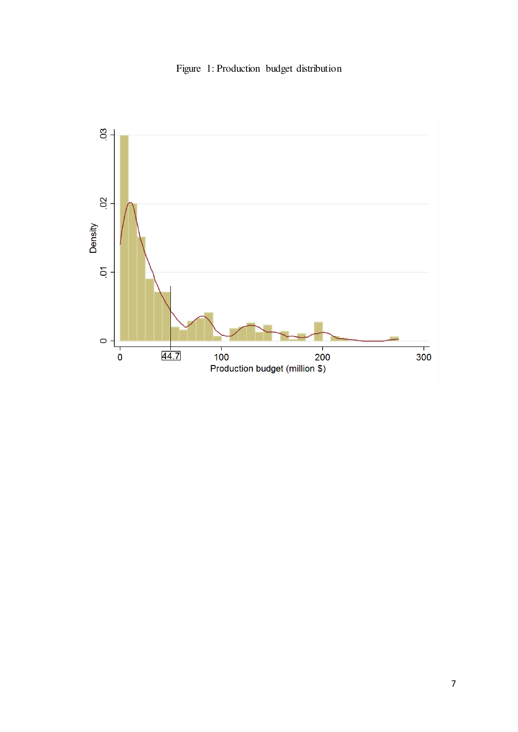Figure 1: Production budget distribution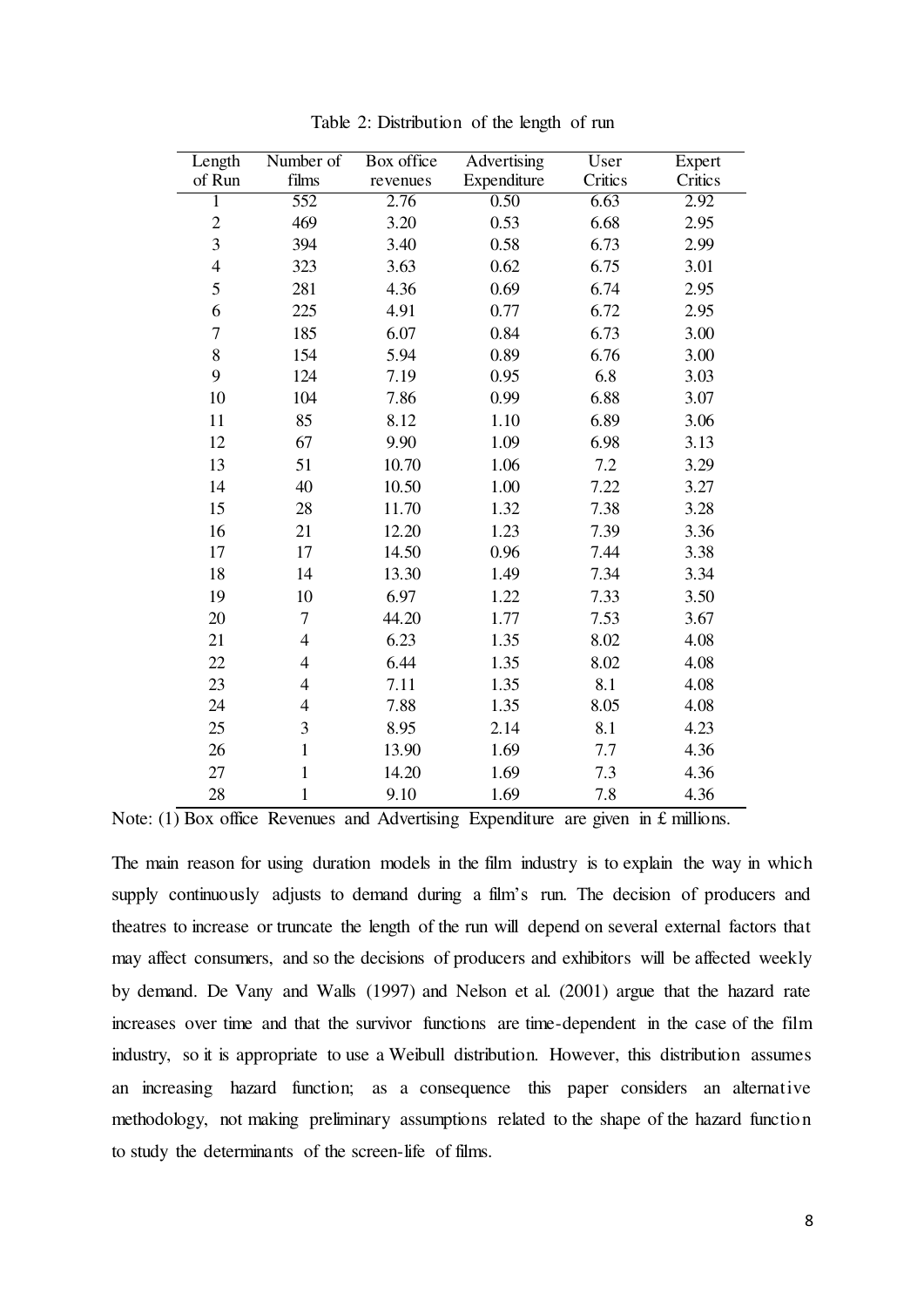Table 2: Distribution of the length of run

| Length of Run | Number of films | Box office revenues | Advertising Expenditure | User Critics | Expert Critics |
|---|---|---|---|---|---|
| 1 | 552 | 2.76 | 0.50 | 6.63 | 2.92 |
| 2 | 469 | 3.20 | 0.53 | 6.68 | 2.95 |
| 3 | 394 | 3.40 | 0.58 | 6.73 | 2.99 |
| 4 | 323 | 3.63 | 0.62 | 6.75 | 3.01 |
| 5 | 281 | 4.36 | 0.69 | 6.74 | 2.95 |
| 6 | 225 | 4.91 | 0.77 | 6.72 | 2.95 |
| 7 | 185 | 6.07 | 0.84 | 6.73 | 3.00 |
| 8 | 154 | 5.94 | 0.89 | 6.76 | 3.00 |
| 9 | 124 | 7.19 | 0.95 | 6.8 | 3.03 |
| 10 | 104 | 7.86 | 0.99 | 6.88 | 3.07 |
| 11 | 85 | 8.12 | 1.10 | 6.89 | 3.06 |
| 12 | 67 | 9.90 | 1.09 | 6.98 | 3.13 |
| 13 | 51 | 10.70 | 1.06 | 7.2 | 3.29 |
| 14 | 40 | 10.50 | 1.00 | 7.22 | 3.27 |
| 15 | 28 | 11.70 | 1.32 | 7.38 | 3.28 |
| 16 | 21 | 12.20 | 1.23 | 7.39 | 3.36 |
| 17 | 17 | 14.50 | 0.96 | 7.44 | 3.38 |
| 18 | 14 | 13.30 | 1.49 | 7.34 | 3.34 |
| 19 | 10 | 6.97 | 1.22 | 7.33 | 3.50 |
| 20 | 7 | 44.20 | 1.77 | 7.53 | 3.67 |
| 21 | 4 | 6.23 | 1.35 | 8.02 | 4.08 |
| 22 | 4 | 6.44 | 1.35 | 8.02 | 4.08 |
| 23 | 4 | 7.11 | 1.35 | 8.1 | 4.08 |
| 24 | 4 | 7.88 | 1.35 | 8.05 | 4.08 |
| 25 | 3 | 8.95 | 2.14 | 8.1 | 4.23 |
| 26 | 1 | 13.90 | 1.69 | 7.7 | 4.36 |
| 27 | 1 | 14.20 | 1.69 | 7.3 | 4.36 |
| 28 | 1 | 9.10 | 1.69 | 7.8 | 4.36 |

Note: (1) Box office Revenues and Advertising Expenditure are given in £ millions.

The main reason for using duration models in the film industry is to explain the way in which supply continuously adjusts to demand during a film's run. The decision of producers and theatres to increase or truncate the length of the run will depend on several external factors that may affect consumers, and so the decisions of producers and exhibitors will be affected weekly by demand. De Vany and Walls (1997) and Nelson et al. (2001) argue that the hazard rate increases over time and that the survivor functions are time-dependent in the case of the film industry, so it is appropriate to use a Weibull distribution. However, this distribution assumes an increasing hazard function; as a consequence this paper considers an alternative methodology, not making preliminary assumptions related to the shape of the hazard function to study the determinants of the screen-life of films.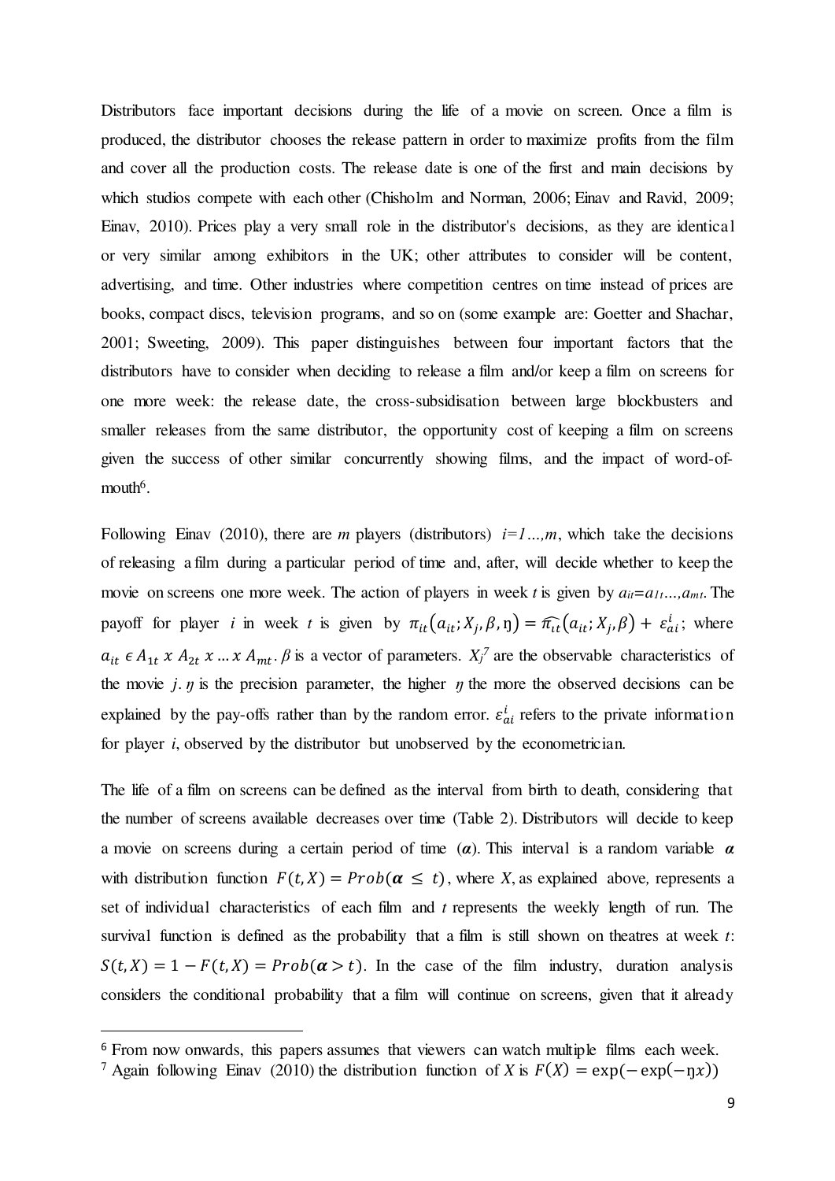Distributors face important decisions during the life of a movie on screen. Once a film is produced, the distributor chooses the release pattern in order to maximize profits from the film and cover all the production costs. The release date is one of the first and main decisions by which studios compete with each other (Chisholm and Norman, 2006; Einav and Ravid, 2009; Einav, 2010). Prices play a very small role in the distributor's decisions, as they are identical or very similar among exhibitors in the UK; other attributes to consider will be content, advertising, and time. Other industries where competition centres on time instead of prices are books, compact discs, television programs, and so on (some example are: Goetter and Shachar, 2001; Sweeting, 2009). This paper distinguishes between four important factors that the distributors have to consider when deciding to release a film and/or keep a film on screens for one more week: the release date, the cross-subsidisation between large blockbusters and smaller releases from the same distributor, the opportunity cost of keeping a film on screens given the success of other similar concurrently showing films, and the impact of word-of-mouth[6].

Following Einav (2010), there are *m* players (distributors) $i=1...,m$, which take the decisions of releasing a film during a particular period of time and, after, will decide whether to keep the movie on screens one more week. The action of players in week *t* is given by $a_{it}=a_{1t}...,a_{mt}$. The payoff for player *i* in week *t* is given by $\pi_{it}(a_{it}; X_j, \beta, \eta) = \widehat{\pi_{it}}(a_{it}; X_j, \beta) + \varepsilon^i_{ai}$; where $a_{it} \in A_{1t} \; x \; A_{2t} \; x \ldots x \; A_{mt}$. $\beta$ is a vector of parameters. $X_j$[7] are the observable characteristics of the movie *j*. $\eta$ is the precision parameter, the higher $\eta$ the more the observed decisions can be explained by the pay-offs rather than by the random error. $\varepsilon^i_{ai}$ refers to the private information for player *i*, observed by the distributor but unobserved by the econometrician.

The life of a film on screens can be defined as the interval from birth to death, considering that the number of screens available decreases over time (Table 2). Distributors will decide to keep a movie on screens during a certain period of time ($\boldsymbol{\alpha}$). This interval is a random variable $\boldsymbol{\alpha}$ with distribution function $F(t, X) = Prob(\boldsymbol{\alpha} \leq t)$, where *X*, as explained above, represents a set of individual characteristics of each film and *t* represents the weekly length of run. The survival function is defined as the probability that a film is still shown on theatres at week *t*: $S(t, X) = 1 - F(t, X) = Prob(\boldsymbol{\alpha} > t)$. In the case of the film industry, duration analysis considers the conditional probability that a film will continue on screens, given that it already

[6] From now onwards, this papers assumes that viewers can watch multiple films each week.

[7] Again following Einav (2010) the distribution function of *X* is $F(X) = \exp(-\exp(-\eta x))$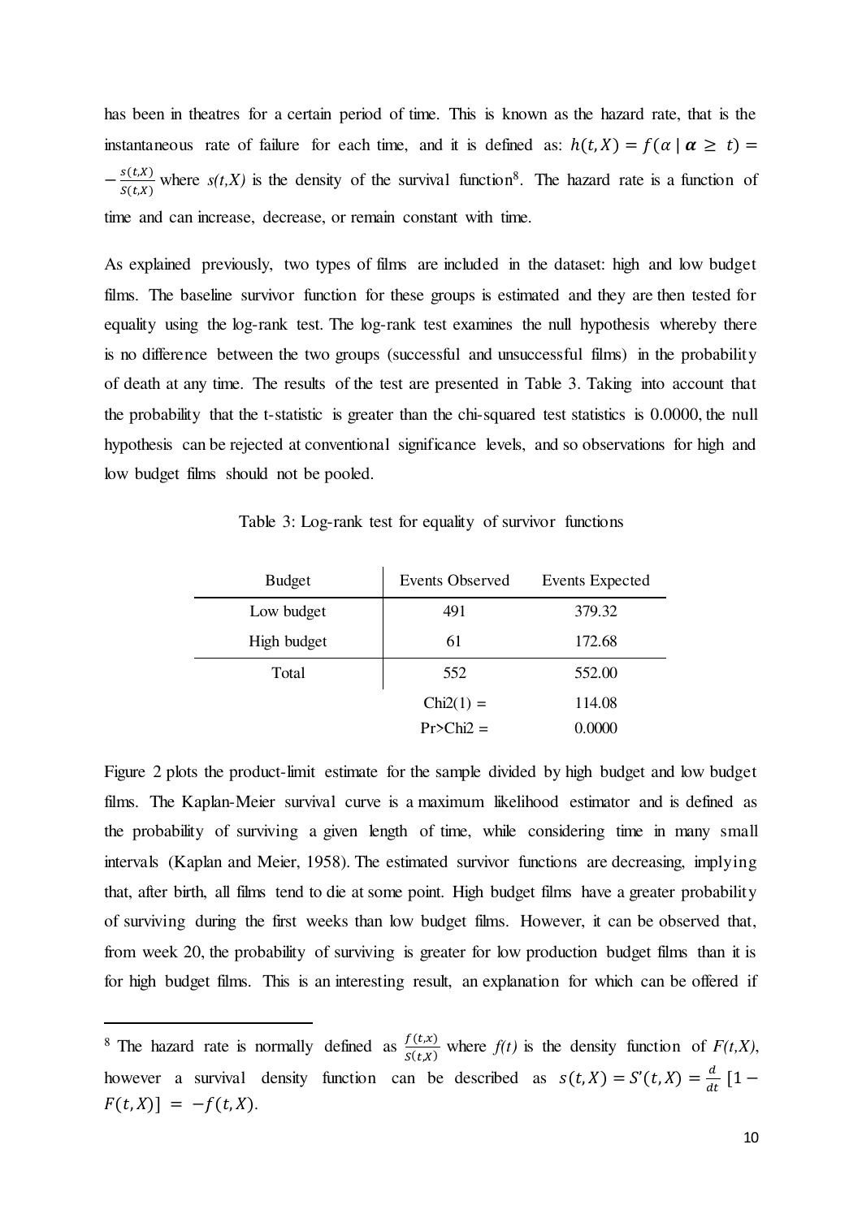has been in theatres for a certain period of time. This is known as the hazard rate, that is the instantaneous rate of failure for each time, and it is defined as: $h(t,X) = f(\alpha \mid \boldsymbol{\alpha} \geq t) = -\frac{s(t,X)}{S(t,X)}$ where *s(t,X)* is the density of the survival function[8]. The hazard rate is a function of time and can increase, decrease, or remain constant with time.

As explained previously, two types of films are included in the dataset: high and low budget films. The baseline survivor function for these groups is estimated and they are then tested for equality using the log-rank test. The log-rank test examines the null hypothesis whereby there is no difference between the two groups (successful and unsuccessful films) in the probability of death at any time. The results of the test are presented in Table 3. Taking into account that the probability that the t-statistic is greater than the chi-squared test statistics is 0.0000, the null hypothesis can be rejected at conventional significance levels, and so observations for high and low budget films should not be pooled.

Table 3: Log-rank test for equality of survivor functions

| Budget | Events Observed | Events Expected |
|---|---|---|
| Low budget | 491 | 379.32 |
| High budget | 61 | 172.68 |
| Total | 552 | 552.00 |
| | Chi2(1) = | 114.08 |
| | Pr>Chi2 = | 0.0000 |

Figure 2 plots the product-limit estimate for the sample divided by high budget and low budget films. The Kaplan-Meier survival curve is a maximum likelihood estimator and is defined as the probability of surviving a given length of time, while considering time in many small intervals (Kaplan and Meier, 1958). The estimated survivor functions are decreasing, implying that, after birth, all films tend to die at some point. High budget films have a greater probability of surviving during the first weeks than low budget films. However, it can be observed that, from week 20, the probability of surviving is greater for low production budget films than it is for high budget films. This is an interesting result, an explanation for which can be offered if

[8] The hazard rate is normally defined as $\frac{f(t,x)}{S(t,X)}$ where *f(t)* is the density function of *F(t,X)*, however a survival density function can be described as $s(t,X) = S'(t,X) = \frac{d}{dt}[1 - F(t,X)] = -f(t,X)$.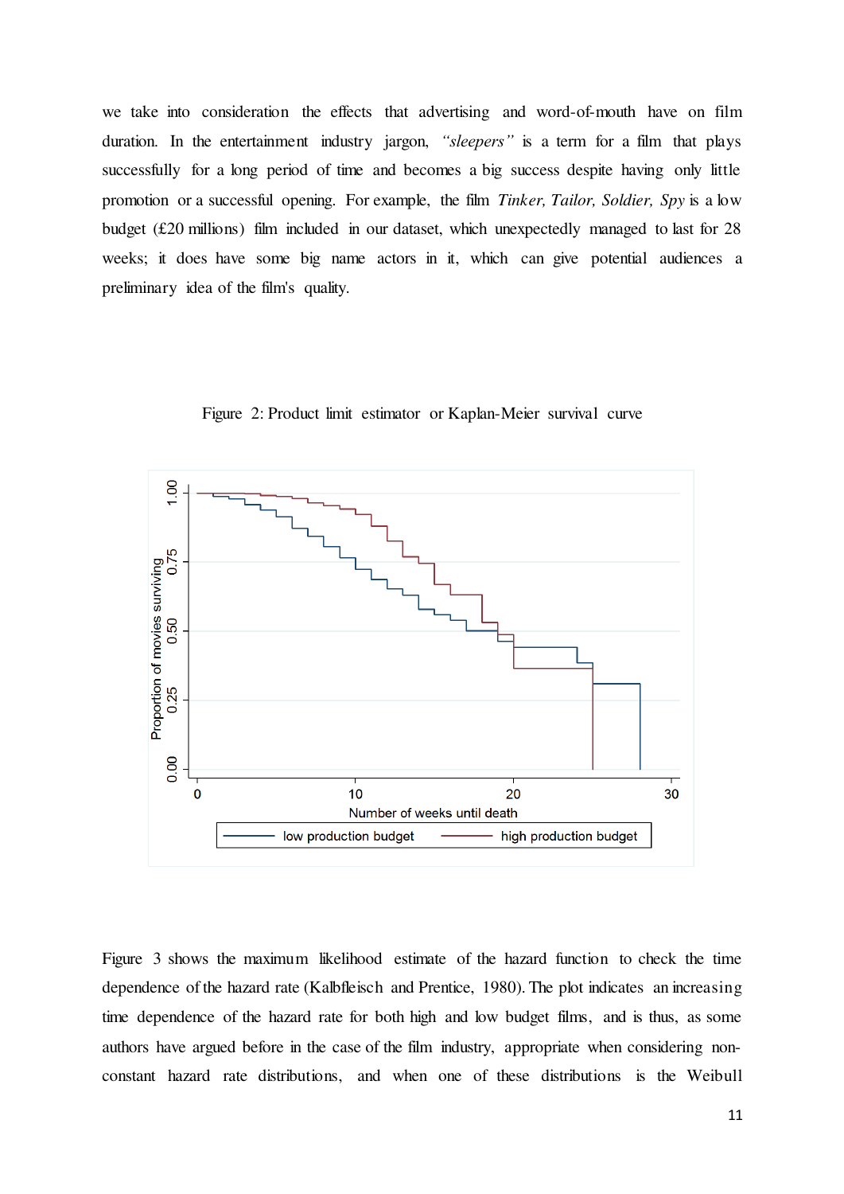we take into consideration the effects that advertising and word-of-mouth have on film duration. In the entertainment industry jargon, *"sleepers"* is a term for a film that plays successfully for a long period of time and becomes a big success despite having only little promotion or a successful opening. For example, the film *Tinker, Tailor, Soldier, Spy* is a low budget (£20 millions) film included in our dataset, which unexpectedly managed to last for 28 weeks; it does have some big name actors in it, which can give potential audiences a preliminary idea of the film's quality.

Figure 2: Product limit estimator or Kaplan-Meier survival curve

Figure 3 shows the maximum likelihood estimate of the hazard function to check the time dependence of the hazard rate (Kalbfleisch and Prentice, 1980). The plot indicates an increasing time dependence of the hazard rate for both high and low budget films, and is thus, as some authors have argued before in the case of the film industry, appropriate when considering non-constant hazard rate distributions, and when one of these distributions is the Weibull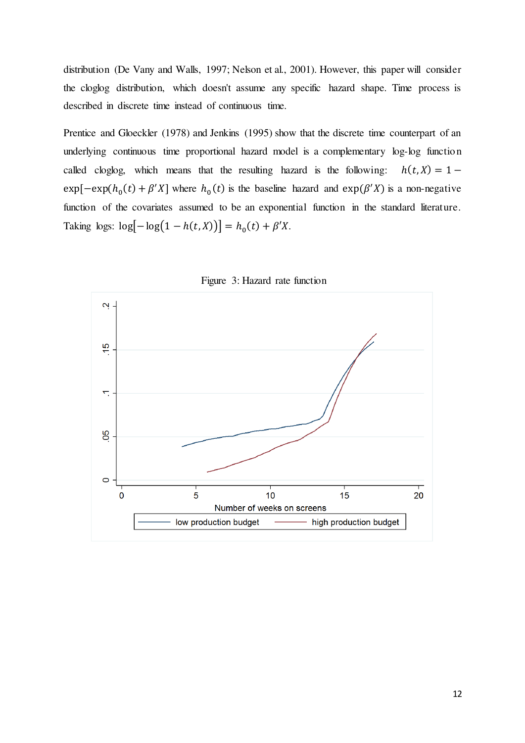distribution (De Vany and Walls, 1997; Nelson et al., 2001). However, this paper will consider the cloglog distribution, which doesn't assume any specific hazard shape. Time process is described in discrete time instead of continuous time.

Prentice and Gloeckler (1978) and Jenkins (1995) show that the discrete time counterpart of an underlying continuous time proportional hazard model is a complementary log-log function called cloglog, which means that the resulting hazard is the following: $h(t, X) = 1 - \exp[-\exp(h_0(t) + \beta' X]$ where $h_0(t)$ is the baseline hazard and $\exp(\beta' X)$ is a non-negative function of the covariates assumed to be an exponential function in the standard literature. Taking logs: $\log[-\log(1 - h(t, X))] = h_0(t) + \beta' X$.

Figure 3: Hazard rate function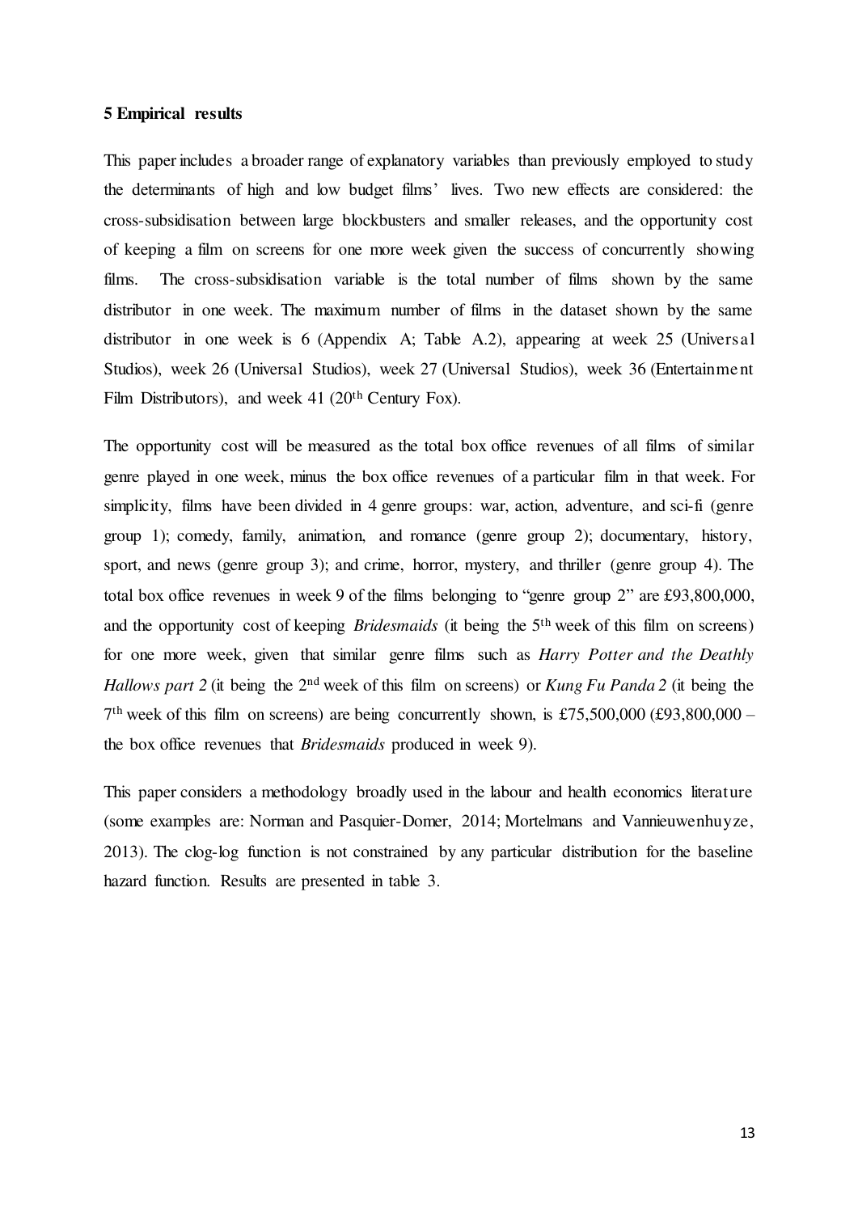## 5 Empirical results

This paper includes a broader range of explanatory variables than previously employed to study the determinants of high and low budget films' lives. Two new effects are considered: the cross-subsidisation between large blockbusters and smaller releases, and the opportunity cost of keeping a film on screens for one more week given the success of concurrently showing films. The cross-subsidisation variable is the total number of films shown by the same distributor in one week. The maximum number of films in the dataset shown by the same distributor in one week is 6 (Appendix A; Table A.2), appearing at week 25 (Universal Studios), week 26 (Universal Studios), week 27 (Universal Studios), week 36 (Entertainment Film Distributors), and week 41 (20th Century Fox).

The opportunity cost will be measured as the total box office revenues of all films of similar genre played in one week, minus the box office revenues of a particular film in that week. For simplicity, films have been divided in 4 genre groups: war, action, adventure, and sci-fi (genre group 1); comedy, family, animation, and romance (genre group 2); documentary, history, sport, and news (genre group 3); and crime, horror, mystery, and thriller (genre group 4). The total box office revenues in week 9 of the films belonging to "genre group 2" are £93,800,000, and the opportunity cost of keeping *Bridesmaids* (it being the 5th week of this film on screens) for one more week, given that similar genre films such as *Harry Potter and the Deathly Hallows part 2* (it being the 2nd week of this film on screens) or *Kung Fu Panda 2* (it being the 7th week of this film on screens) are being concurrently shown, is £75,500,000 (£93,800,000 – the box office revenues that *Bridesmaids* produced in week 9).

This paper considers a methodology broadly used in the labour and health economics literature (some examples are: Norman and Pasquier-Domer, 2014; Mortelmans and Vannieuwenhuyze, 2013). The clog-log function is not constrained by any particular distribution for the baseline hazard function. Results are presented in table 3.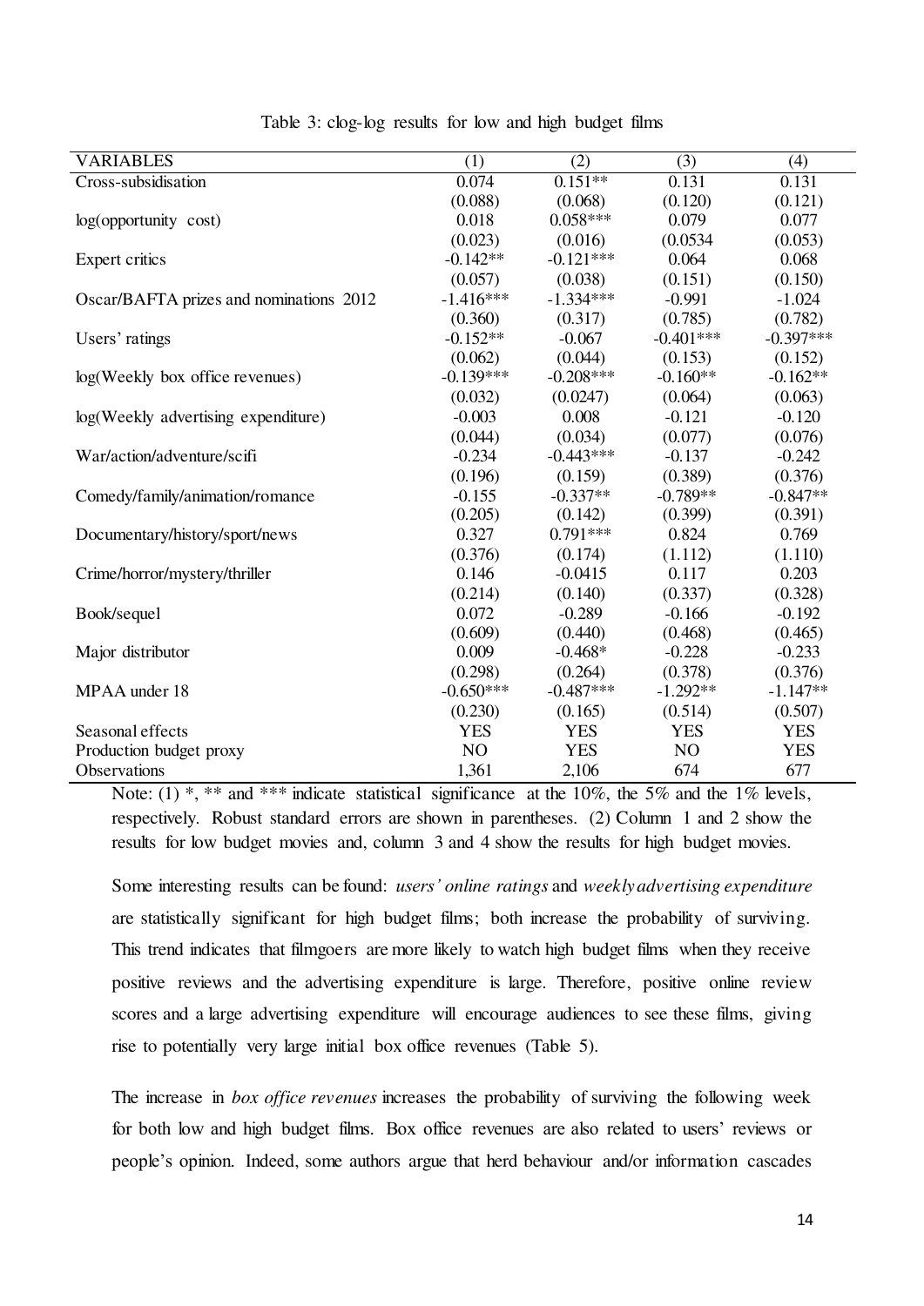Table 3: clog-log results for low and high budget films

| VARIABLES | (1) | (2) | (3) | (4) |
|---|---|---|---|---|
| Cross-subsidisation | 0.074 | 0.151** | 0.131 | 0.131 |
| | (0.088) | (0.068) | (0.120) | (0.121) |
| log(opportunity cost) | 0.018 | 0.058*** | 0.079 | 0.077 |
| | (0.023) | (0.016) | (0.0534 | (0.053) |
| Expert critics | -0.142** | -0.121*** | 0.064 | 0.068 |
| | (0.057) | (0.038) | (0.151) | (0.150) |
| Oscar/BAFTA prizes and nominations 2012 | -1.416*** | -1.334*** | -0.991 | -1.024 |
| | (0.360) | (0.317) | (0.785) | (0.782) |
| Users' ratings | -0.152** | -0.067 | -0.401*** | -0.397*** |
| | (0.062) | (0.044) | (0.153) | (0.152) |
| log(Weekly box office revenues) | -0.139*** | -0.208*** | -0.160** | -0.162** |
| | (0.032) | (0.0247) | (0.064) | (0.063) |
| log(Weekly advertising expenditure) | -0.003 | 0.008 | -0.121 | -0.120 |
| | (0.044) | (0.034) | (0.077) | (0.076) |
| War/action/adventure/scifi | -0.234 | -0.443*** | -0.137 | -0.242 |
| | (0.196) | (0.159) | (0.389) | (0.376) |
| Comedy/family/animation/romance | -0.155 | -0.337** | -0.789** | -0.847** |
| | (0.205) | (0.142) | (0.399) | (0.391) |
| Documentary/history/sport/news | 0.327 | 0.791*** | 0.824 | 0.769 |
| | (0.376) | (0.174) | (1.112) | (1.110) |
| Crime/horror/mystery/thriller | 0.146 | -0.0415 | 0.117 | 0.203 |
| | (0.214) | (0.140) | (0.337) | (0.328) |
| Book/sequel | 0.072 | -0.289 | -0.166 | -0.192 |
| | (0.609) | (0.440) | (0.468) | (0.465) |
| Major distributor | 0.009 | -0.468* | -0.228 | -0.233 |
| | (0.298) | (0.264) | (0.378) | (0.376) |
| MPAA under 18 | -0.650*** | -0.487*** | -1.292** | -1.147** |
| | (0.230) | (0.165) | (0.514) | (0.507) |
| Seasonal effects | YES | YES | YES | YES |
| Production budget proxy | NO | YES | NO | YES |
| Observations | 1,361 | 2,106 | 674 | 677 |

Note: (1) *, ** and *** indicate statistical significance at the 10%, the 5% and the 1% levels, respectively. Robust standard errors are shown in parentheses. (2) Column 1 and 2 show the results for low budget movies and, column 3 and 4 show the results for high budget movies.

Some interesting results can be found: *users' online ratings* and *weekly advertising expenditure* are statistically significant for high budget films; both increase the probability of surviving. This trend indicates that filmgoers are more likely to watch high budget films when they receive positive reviews and the advertising expenditure is large. Therefore, positive online review scores and a large advertising expenditure will encourage audiences to see these films, giving rise to potentially very large initial box office revenues (Table 5).

The increase in *box office revenues* increases the probability of surviving the following week for both low and high budget films. Box office revenues are also related to users' reviews or people's opinion. Indeed, some authors argue that herd behaviour and/or information cascades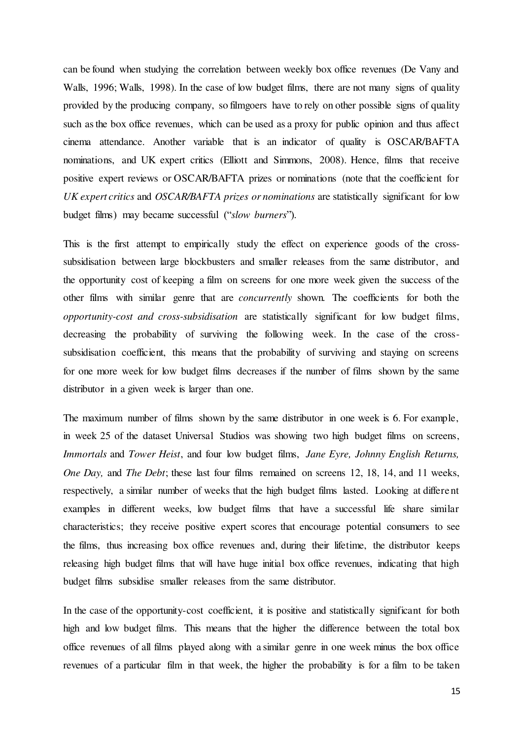can be found when studying the correlation between weekly box office revenues (De Vany and Walls, 1996; Walls, 1998). In the case of low budget films, there are not many signs of quality provided by the producing company, so filmgoers have to rely on other possible signs of quality such as the box office revenues, which can be used as a proxy for public opinion and thus affect cinema attendance. Another variable that is an indicator of quality is OSCAR/BAFTA nominations, and UK expert critics (Elliott and Simmons, 2008). Hence, films that receive positive expert reviews or OSCAR/BAFTA prizes or nominations (note that the coefficient for *UK expert critics* and *OSCAR/BAFTA prizes or nominations* are statistically significant for low budget films) may became successful ("*slow burners*").

This is the first attempt to empirically study the effect on experience goods of the cross-subsidisation between large blockbusters and smaller releases from the same distributor, and the opportunity cost of keeping a film on screens for one more week given the success of the other films with similar genre that are *concurrently* shown. The coefficients for both the *opportunity-cost and cross-subsidisation* are statistically significant for low budget films, decreasing the probability of surviving the following week. In the case of the cross-subsidisation coefficient, this means that the probability of surviving and staying on screens for one more week for low budget films decreases if the number of films shown by the same distributor in a given week is larger than one.

The maximum number of films shown by the same distributor in one week is 6. For example, in week 25 of the dataset Universal Studios was showing two high budget films on screens, *Immortals* and *Tower Heist*, and four low budget films, *Jane Eyre, Johnny English Returns, One Day,* and *The Debt*; these last four films remained on screens 12, 18, 14, and 11 weeks, respectively, a similar number of weeks that the high budget films lasted. Looking at different examples in different weeks, low budget films that have a successful life share similar characteristics; they receive positive expert scores that encourage potential consumers to see the films, thus increasing box office revenues and, during their lifetime, the distributor keeps releasing high budget films that will have huge initial box office revenues, indicating that high budget films subsidise smaller releases from the same distributor.

In the case of the opportunity-cost coefficient, it is positive and statistically significant for both high and low budget films. This means that the higher the difference between the total box office revenues of all films played along with a similar genre in one week minus the box office revenues of a particular film in that week, the higher the probability is for a film to be taken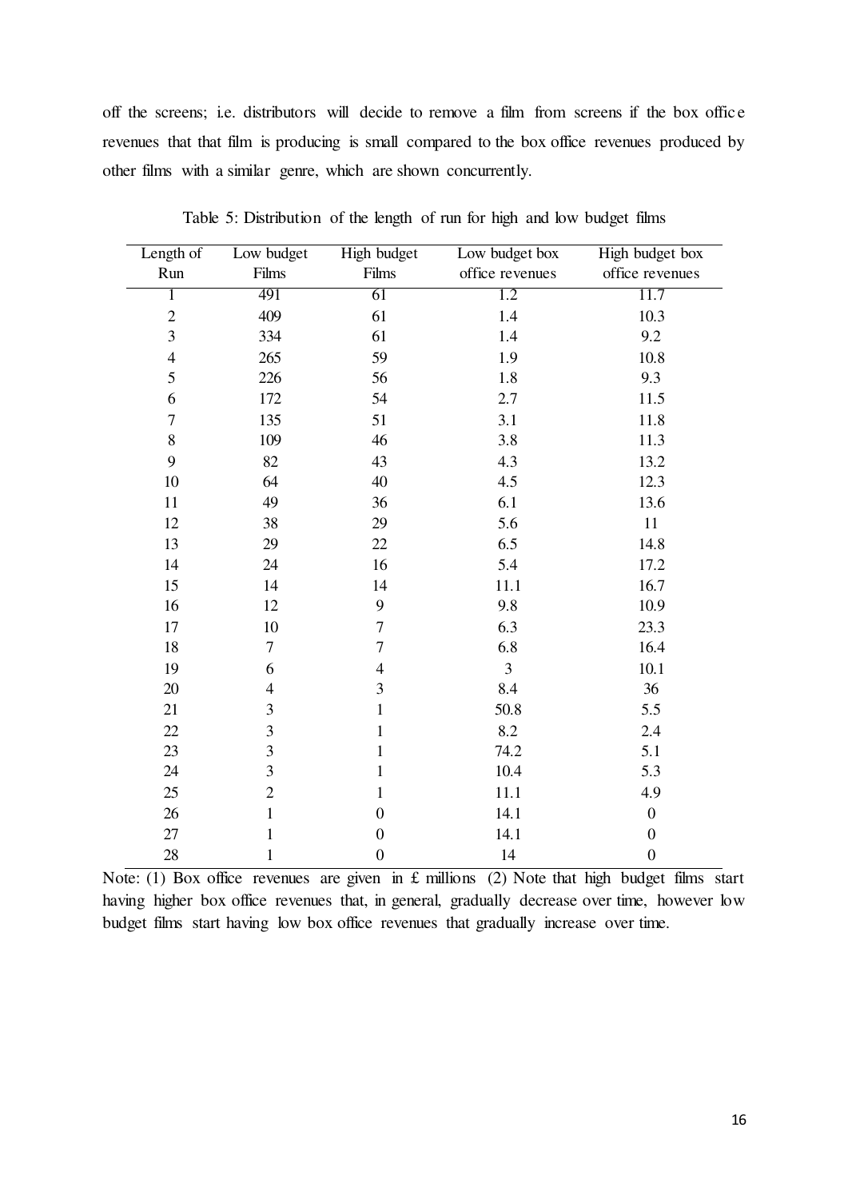off the screens; i.e. distributors will decide to remove a film from screens if the box office revenues that that film is producing is small compared to the box office revenues produced by other films with a similar genre, which are shown concurrently.

Table 5: Distribution of the length of run for high and low budget films

| Length of Run | Low budget Films | High budget Films | Low budget box office revenues | High budget box office revenues |
|---|---|---|---|---|
| 1 | 491 | 61 | 1.2 | 11.7 |
| 2 | 409 | 61 | 1.4 | 10.3 |
| 3 | 334 | 61 | 1.4 | 9.2 |
| 4 | 265 | 59 | 1.9 | 10.8 |
| 5 | 226 | 56 | 1.8 | 9.3 |
| 6 | 172 | 54 | 2.7 | 11.5 |
| 7 | 135 | 51 | 3.1 | 11.8 |
| 8 | 109 | 46 | 3.8 | 11.3 |
| 9 | 82 | 43 | 4.3 | 13.2 |
| 10 | 64 | 40 | 4.5 | 12.3 |
| 11 | 49 | 36 | 6.1 | 13.6 |
| 12 | 38 | 29 | 5.6 | 11 |
| 13 | 29 | 22 | 6.5 | 14.8 |
| 14 | 24 | 16 | 5.4 | 17.2 |
| 15 | 14 | 14 | 11.1 | 16.7 |
| 16 | 12 | 9 | 9.8 | 10.9 |
| 17 | 10 | 7 | 6.3 | 23.3 |
| 18 | 7 | 7 | 6.8 | 16.4 |
| 19 | 6 | 4 | 3 | 10.1 |
| 20 | 4 | 3 | 8.4 | 36 |
| 21 | 3 | 1 | 50.8 | 5.5 |
| 22 | 3 | 1 | 8.2 | 2.4 |
| 23 | 3 | 1 | 74.2 | 5.1 |
| 24 | 3 | 1 | 10.4 | 5.3 |
| 25 | 2 | 1 | 11.1 | 4.9 |
| 26 | 1 | 0 | 14.1 | 0 |
| 27 | 1 | 0 | 14.1 | 0 |
| 28 | 1 | 0 | 14 | 0 |

Note: (1) Box office revenues are given in £ millions (2) Note that high budget films start having higher box office revenues that, in general, gradually decrease over time, however low budget films start having low box office revenues that gradually increase over time.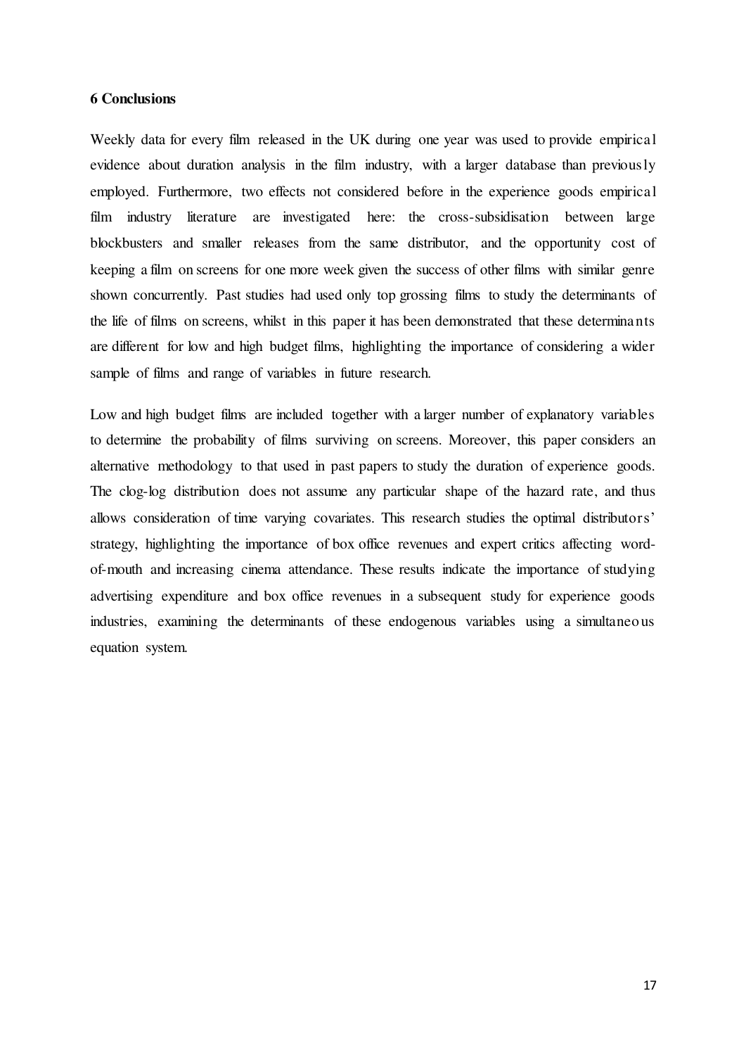### 6 Conclusions

Weekly data for every film released in the UK during one year was used to provide empirical evidence about duration analysis in the film industry, with a larger database than previously employed. Furthermore, two effects not considered before in the experience goods empirical film industry literature are investigated here: the cross-subsidisation between large blockbusters and smaller releases from the same distributor, and the opportunity cost of keeping a film on screens for one more week given the success of other films with similar genre shown concurrently. Past studies had used only top grossing films to study the determinants of the life of films on screens, whilst in this paper it has been demonstrated that these determinants are different for low and high budget films, highlighting the importance of considering a wider sample of films and range of variables in future research.

Low and high budget films are included together with a larger number of explanatory variables to determine the probability of films surviving on screens. Moreover, this paper considers an alternative methodology to that used in past papers to study the duration of experience goods. The clog-log distribution does not assume any particular shape of the hazard rate, and thus allows consideration of time varying covariates. This research studies the optimal distributors' strategy, highlighting the importance of box office revenues and expert critics affecting word-of-mouth and increasing cinema attendance. These results indicate the importance of studying advertising expenditure and box office revenues in a subsequent study for experience goods industries, examining the determinants of these endogenous variables using a simultaneous equation system.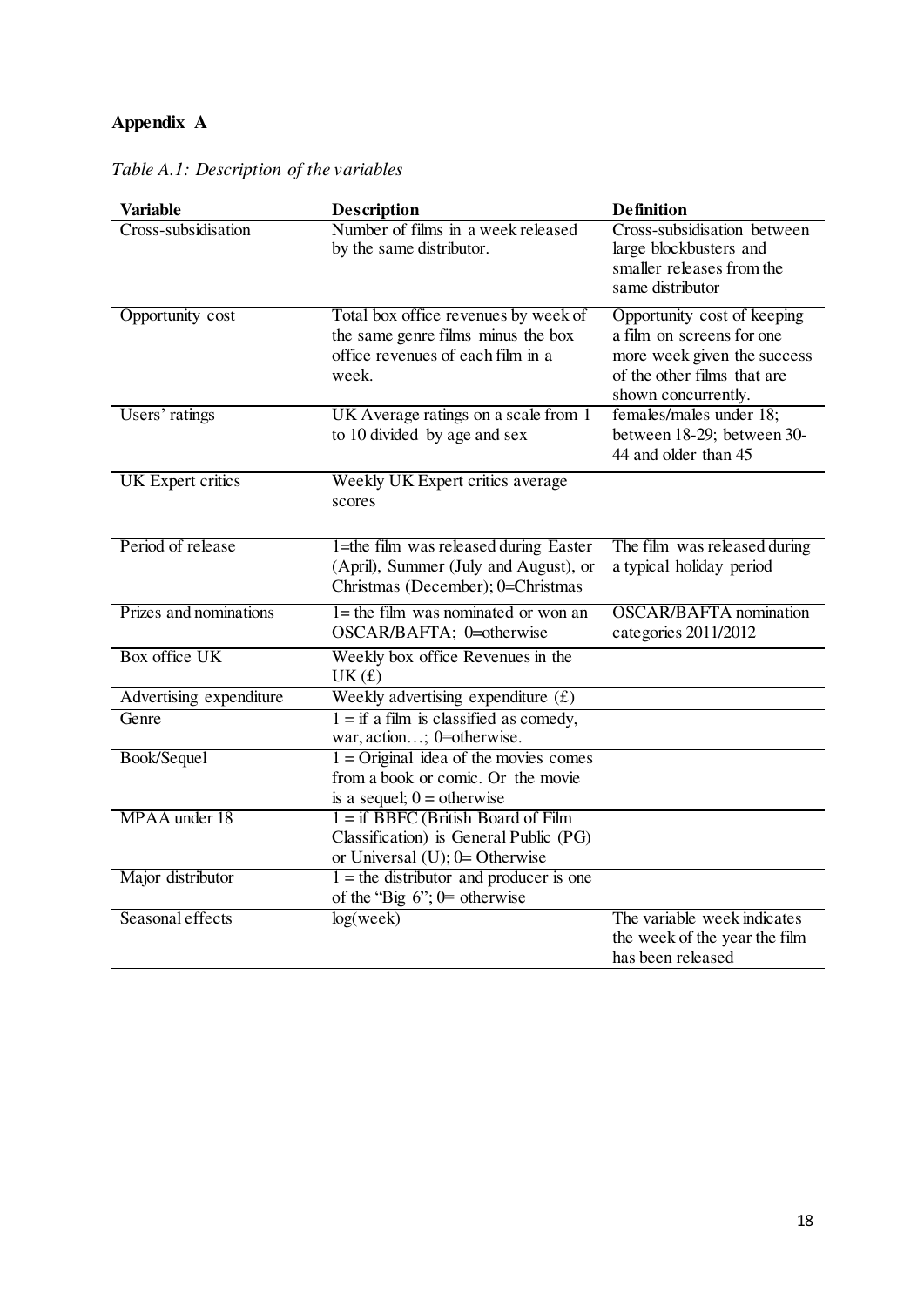## Appendix A

*Table A.1: Description of the variables*

| Variable | Description | Definition |
|---|---|---|
| Cross-subsidisation | Number of films in a week released by the same distributor. | Cross-subsidisation between large blockbusters and smaller releases from the same distributor |
| Opportunity cost | Total box office revenues by week of the same genre films minus the box office revenues of each film in a week. | Opportunity cost of keeping a film on screens for one more week given the success of the other films that are shown concurrently. |
| Users' ratings | UK Average ratings on a scale from 1 to 10 divided by age and sex | females/males under 18; between 18-29; between 30-44 and older than 45 |
| UK Expert critics | Weekly UK Expert critics average scores | |
| Period of release | 1=the film was released during Easter (April), Summer (July and August), or Christmas (December); 0=Christmas | The film was released during a typical holiday period |
| Prizes and nominations | 1= the film was nominated or won an OSCAR/BAFTA; 0=otherwise | OSCAR/BAFTA nomination categories 2011/2012 |
| Box office UK | Weekly box office Revenues in the UK (£) | |
| Advertising expenditure | Weekly advertising expenditure (£) | |
| Genre | 1 = if a film is classified as comedy, war, action…; 0=otherwise. | |
| Book/Sequel | 1 = Original idea of the movies comes from a book or comic. Or the movie is a sequel; 0 = otherwise | |
| MPAA under 18 | 1 = if BBFC (British Board of Film Classification) is General Public (PG) or Universal (U); 0= Otherwise | |
| Major distributor | 1 = the distributor and producer is one of the "Big 6"; 0= otherwise | |
| Seasonal effects | log(week) | The variable week indicates the week of the year the film has been released |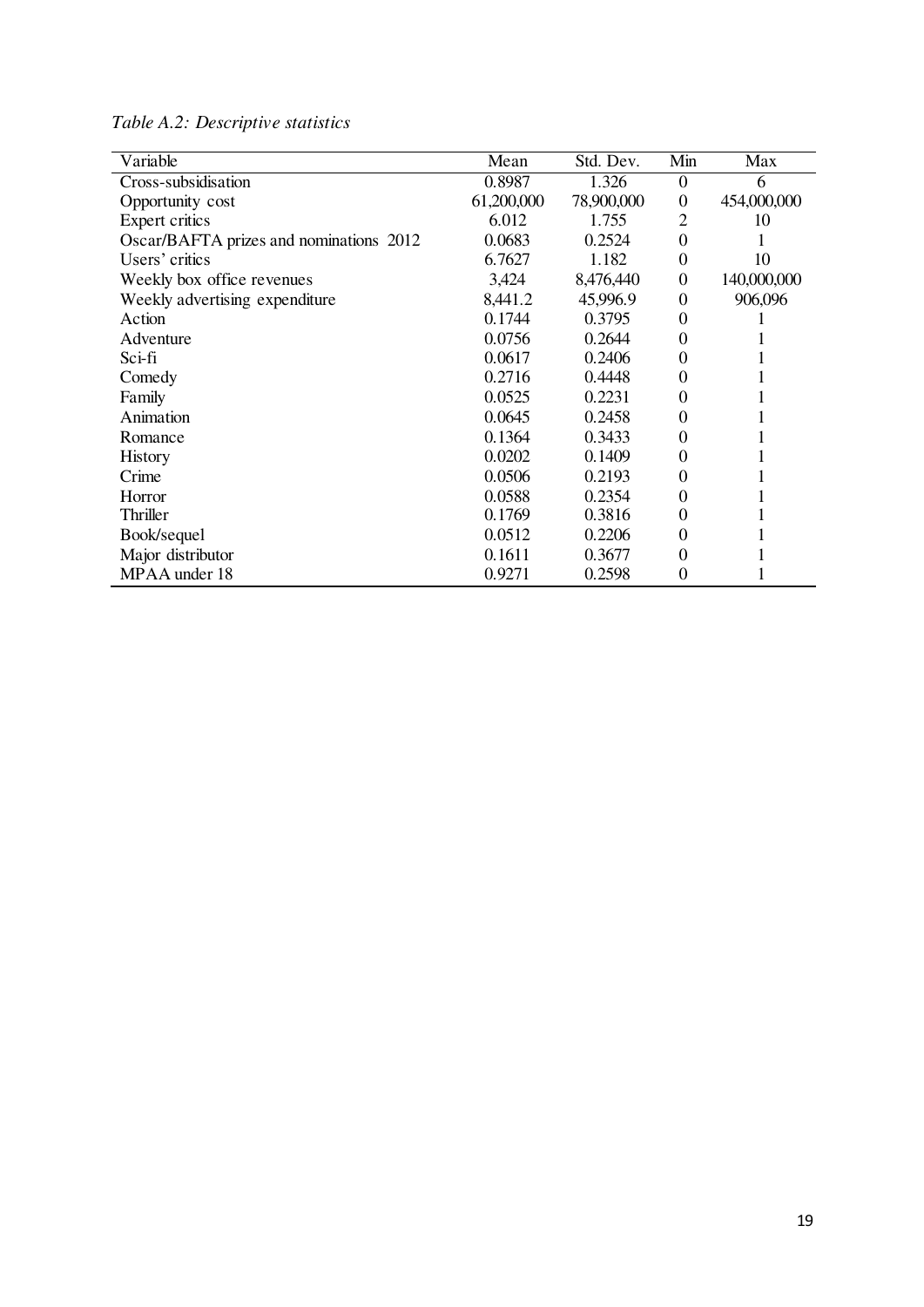*Table A.2: Descriptive statistics*

| Variable | Mean | Std. Dev. | Min | Max |
|---|---|---|---|---|
| Cross-subsidisation | 0.8987 | 1.326 | 0 | 6 |
| Opportunity cost | 61,200,000 | 78,900,000 | 0 | 454,000,000 |
| Expert critics | 6.012 | 1.755 | 2 | 10 |
| Oscar/BAFTA prizes and nominations 2012 | 0.0683 | 0.2524 | 0 | 1 |
| Users' critics | 6.7627 | 1.182 | 0 | 10 |
| Weekly box office revenues | 3,424 | 8,476,440 | 0 | 140,000,000 |
| Weekly advertising expenditure | 8,441.2 | 45,996.9 | 0 | 906,096 |
| Action | 0.1744 | 0.3795 | 0 | 1 |
| Adventure | 0.0756 | 0.2644 | 0 | 1 |
| Sci-fi | 0.0617 | 0.2406 | 0 | 1 |
| Comedy | 0.2716 | 0.4448 | 0 | 1 |
| Family | 0.0525 | 0.2231 | 0 | 1 |
| Animation | 0.0645 | 0.2458 | 0 | 1 |
| Romance | 0.1364 | 0.3433 | 0 | 1 |
| History | 0.0202 | 0.1409 | 0 | 1 |
| Crime | 0.0506 | 0.2193 | 0 | 1 |
| Horror | 0.0588 | 0.2354 | 0 | 1 |
| Thriller | 0.1769 | 0.3816 | 0 | 1 |
| Book/sequel | 0.0512 | 0.2206 | 0 | 1 |
| Major distributor | 0.1611 | 0.3677 | 0 | 1 |
| MPAA under 18 | 0.9271 | 0.2598 | 0 | 1 |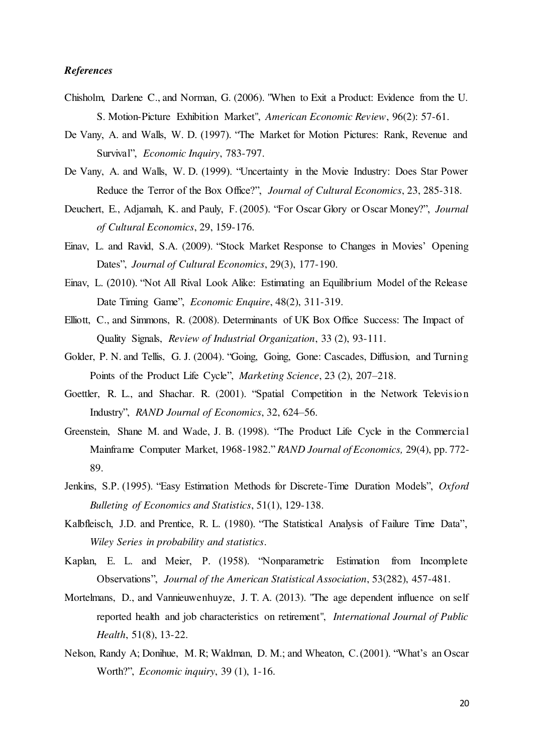*References*

Chisholm, Darlene C., and Norman, G. (2006). "When to Exit a Product: Evidence from the U. S. Motion-Picture Exhibition Market", *American Economic Review*, 96(2): 57-61.

De Vany, A. and Walls, W. D. (1997). "The Market for Motion Pictures: Rank, Revenue and Survival", *Economic Inquiry*, 783-797.

De Vany, A. and Walls, W. D. (1999). "Uncertainty in the Movie Industry: Does Star Power Reduce the Terror of the Box Office?", *Journal of Cultural Economics*, 23, 285-318.

Deuchert, E., Adjamah, K. and Pauly, F. (2005). "For Oscar Glory or Oscar Money?", *Journal of Cultural Economics*, 29, 159-176.

Einav, L. and Ravid, S.A. (2009). "Stock Market Response to Changes in Movies' Opening Dates", *Journal of Cultural Economics*, 29(3), 177-190.

Einav, L. (2010). "Not All Rival Look Alike: Estimating an Equilibrium Model of the Release Date Timing Game", *Economic Enquire*, 48(2), 311-319.

Elliott, C., and Simmons, R. (2008). Determinants of UK Box Office Success: The Impact of Quality Signals, *Review of Industrial Organization*, 33 (2), 93-111.

Golder, P. N. and Tellis, G. J. (2004). "Going, Going, Gone: Cascades, Diffusion, and Turning Points of the Product Life Cycle", *Marketing Science*, 23 (2), 207–218.

Goettler, R. L., and Shachar. R. (2001). "Spatial Competition in the Network Television Industry", *RAND Journal of Economics*, 32, 624–56.

Greenstein, Shane M. and Wade, J. B. (1998). "The Product Life Cycle in the Commercial Mainframe Computer Market, 1968-1982." *RAND Journal of Economics,* 29(4), pp. 772-89.

Jenkins, S.P. (1995). "Easy Estimation Methods for Discrete-Time Duration Models", *Oxford Bulleting of Economics and Statistics*, 51(1), 129-138.

Kalbfleisch, J.D. and Prentice, R. L. (1980). "The Statistical Analysis of Failure Time Data", *Wiley Series in probability and statistics*.

Kaplan, E. L. and Meier, P. (1958). "Nonparametric Estimation from Incomplete Observations", *Journal of the American Statistical Association*, 53(282), 457-481.

Mortelmans, D., and Vannieuwenhuyze, J. T. A. (2013). "The age dependent influence on self reported health and job characteristics on retirement", *International Journal of Public Health*, 51(8), 13-22.

Nelson, Randy A; Donihue, M. R; Waldman, D. M.; and Wheaton, C. (2001). "What's an Oscar Worth?", *Economic inquiry*, 39 (1), 1-16.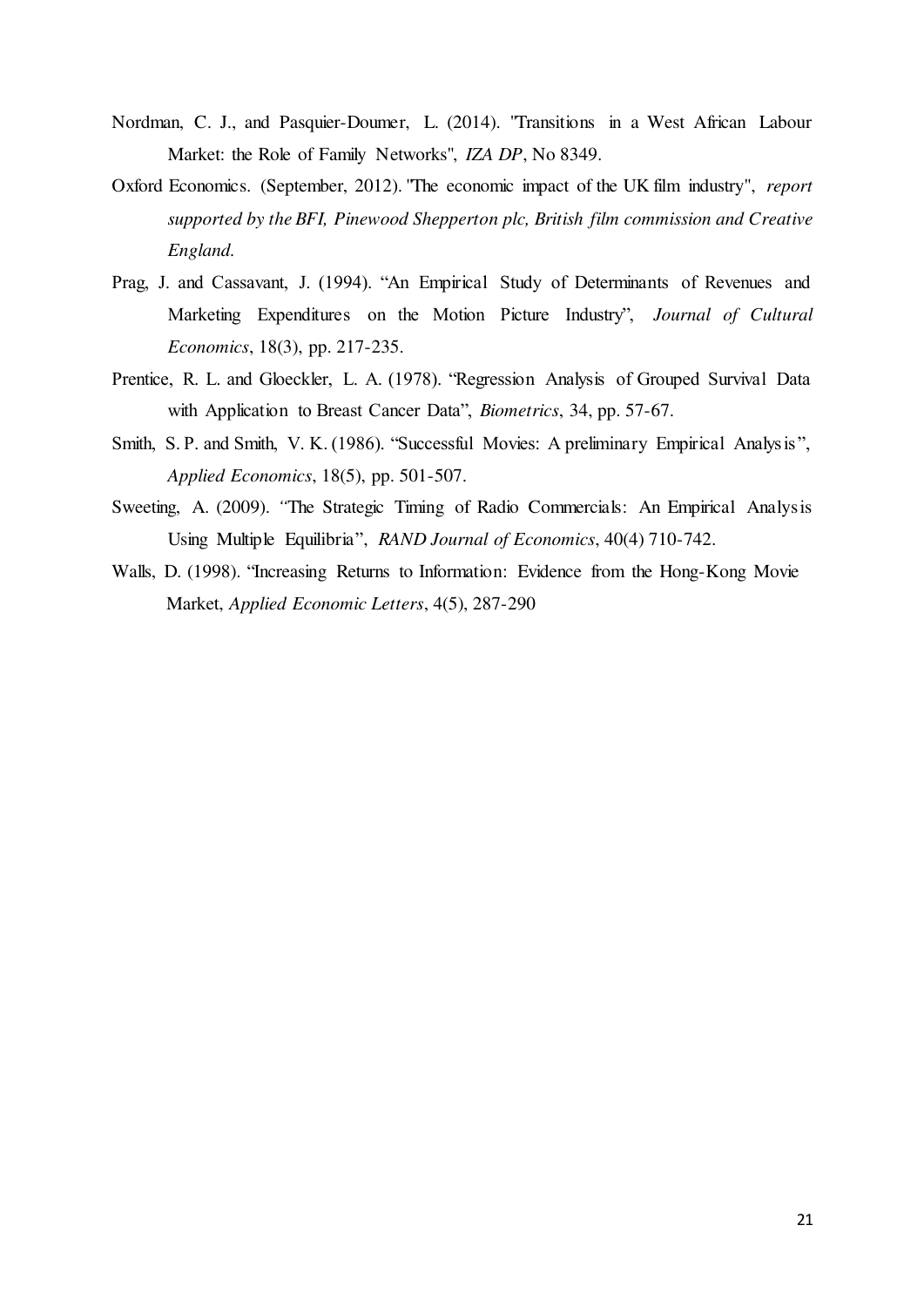Nordman, C. J., and Pasquier-Doumer, L. (2014). "Transitions in a West African Labour Market: the Role of Family Networks", *IZA DP*, No 8349.

Oxford Economics. (September, 2012). "The economic impact of the UK film industry", *report supported by the BFI, Pinewood Shepperton plc, British film commission and Creative England.*

Prag, J. and Cassavant, J. (1994). "An Empirical Study of Determinants of Revenues and Marketing Expenditures on the Motion Picture Industry", *Journal of Cultural Economics*, 18(3), pp. 217-235.

Prentice, R. L. and Gloeckler, L. A. (1978). "Regression Analysis of Grouped Survival Data with Application to Breast Cancer Data", *Biometrics*, 34, pp. 57-67.

Smith, S. P. and Smith, V. K. (1986). "Successful Movies: A preliminary Empirical Analysis", *Applied Economics*, 18(5), pp. 501-507.

Sweeting, A. (2009). "The Strategic Timing of Radio Commercials: An Empirical Analysis Using Multiple Equilibria", *RAND Journal of Economics*, 40(4) 710-742.

Walls, D. (1998). "Increasing Returns to Information: Evidence from the Hong-Kong Movie Market, *Applied Economic Letters*, 4(5), 287-290